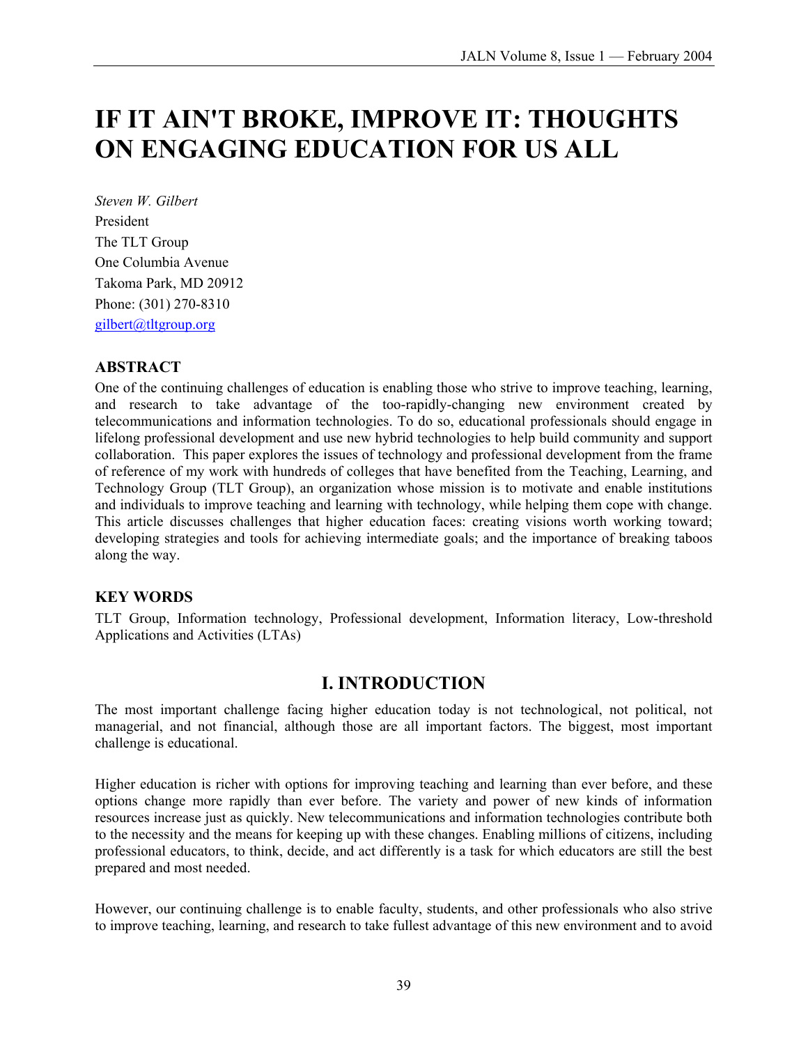# IF IT AIN'T BROKE, IMPROVE IT: THOUGHTS ON ENGAGING EDUCATION FOR US ALL

*Steven W. Gilbert*
President
The TLT Group
One Columbia Avenue
Takoma Park, MD 20912
Phone: (301) 270-8310
gilbert@tltgroup.org

### ABSTRACT

One of the continuing challenges of education is enabling those who strive to improve teaching, learning, and research to take advantage of the too-rapidly-changing new environment created by telecommunications and information technologies. To do so, educational professionals should engage in lifelong professional development and use new hybrid technologies to help build community and support collaboration. This paper explores the issues of technology and professional development from the frame of reference of my work with hundreds of colleges that have benefited from the Teaching, Learning, and Technology Group (TLT Group), an organization whose mission is to motivate and enable institutions and individuals to improve teaching and learning with technology, while helping them cope with change. This article discusses challenges that higher education faces: creating visions worth working toward; developing strategies and tools for achieving intermediate goals; and the importance of breaking taboos along the way.

### KEY WORDS

TLT Group, Information technology, Professional development, Information literacy, Low-threshold Applications and Activities (LTAs)

## I. INTRODUCTION

The most important challenge facing higher education today is not technological, not political, not managerial, and not financial, although those are all important factors. The biggest, most important challenge is educational.

Higher education is richer with options for improving teaching and learning than ever before, and these options change more rapidly than ever before. The variety and power of new kinds of information resources increase just as quickly. New telecommunications and information technologies contribute both to the necessity and the means for keeping up with these changes. Enabling millions of citizens, including professional educators, to think, decide, and act differently is a task for which educators are still the best prepared and most needed.

However, our continuing challenge is to enable faculty, students, and other professionals who also strive to improve teaching, learning, and research to take fullest advantage of this new environment and to avoid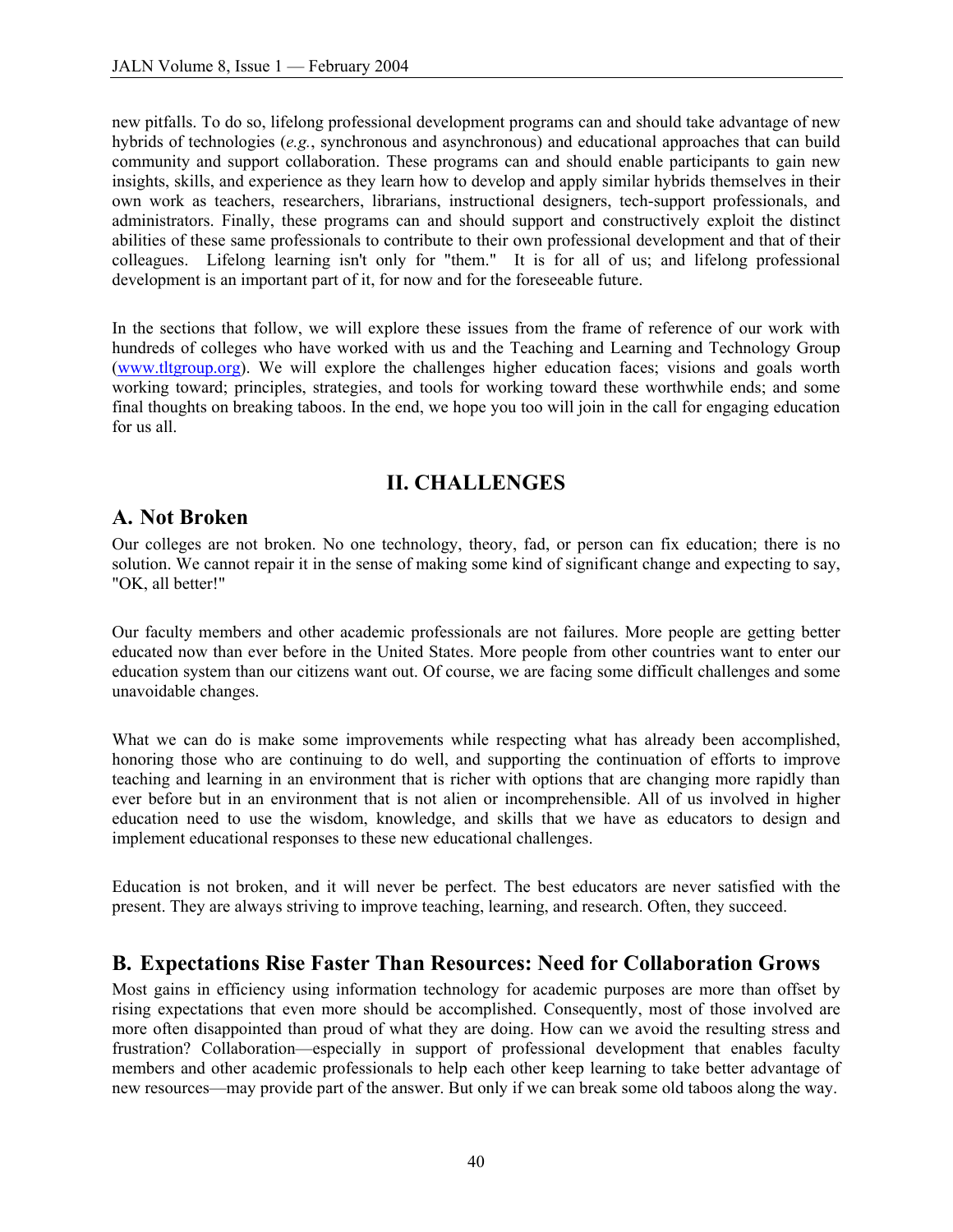new pitfalls. To do so, lifelong professional development programs can and should take advantage of new hybrids of technologies (*e.g.*, synchronous and asynchronous) and educational approaches that can build community and support collaboration. These programs can and should enable participants to gain new insights, skills, and experience as they learn how to develop and apply similar hybrids themselves in their own work as teachers, researchers, librarians, instructional designers, tech-support professionals, and administrators. Finally, these programs can and should support and constructively exploit the distinct abilities of these same professionals to contribute to their own professional development and that of their colleagues. Lifelong learning isn't only for "them." It is for all of us; and lifelong professional development is an important part of it, for now and for the foreseeable future.

In the sections that follow, we will explore these issues from the frame of reference of our work with hundreds of colleges who have worked with us and the Teaching and Learning and Technology Group (www.tltgroup.org). We will explore the challenges higher education faces; visions and goals worth working toward; principles, strategies, and tools for working toward these worthwhile ends; and some final thoughts on breaking taboos. In the end, we hope you too will join in the call for engaging education for us all.

## II. CHALLENGES

### A. Not Broken

Our colleges are not broken. No one technology, theory, fad, or person can fix education; there is no solution. We cannot repair it in the sense of making some kind of significant change and expecting to say, "OK, all better!"

Our faculty members and other academic professionals are not failures. More people are getting better educated now than ever before in the United States. More people from other countries want to enter our education system than our citizens want out. Of course, we are facing some difficult challenges and some unavoidable changes.

What we can do is make some improvements while respecting what has already been accomplished, honoring those who are continuing to do well, and supporting the continuation of efforts to improve teaching and learning in an environment that is richer with options that are changing more rapidly than ever before but in an environment that is not alien or incomprehensible. All of us involved in higher education need to use the wisdom, knowledge, and skills that we have as educators to design and implement educational responses to these new educational challenges.

Education is not broken, and it will never be perfect. The best educators are never satisfied with the present. They are always striving to improve teaching, learning, and research. Often, they succeed.

### B. Expectations Rise Faster Than Resources: Need for Collaboration Grows

Most gains in efficiency using information technology for academic purposes are more than offset by rising expectations that even more should be accomplished. Consequently, most of those involved are more often disappointed than proud of what they are doing. How can we avoid the resulting stress and frustration? Collaboration—especially in support of professional development that enables faculty members and other academic professionals to help each other keep learning to take better advantage of new resources—may provide part of the answer. But only if we can break some old taboos along the way.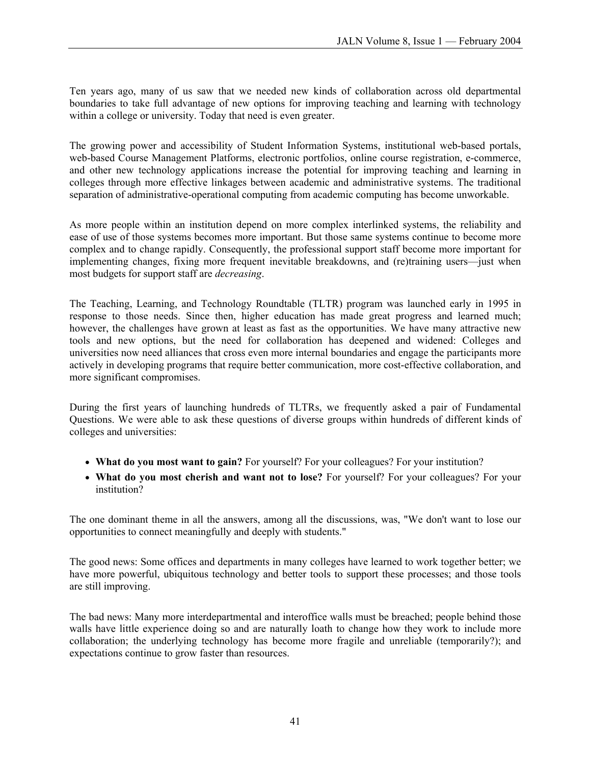Ten years ago, many of us saw that we needed new kinds of collaboration across old departmental boundaries to take full advantage of new options for improving teaching and learning with technology within a college or university. Today that need is even greater.

The growing power and accessibility of Student Information Systems, institutional web-based portals, web-based Course Management Platforms, electronic portfolios, online course registration, e-commerce, and other new technology applications increase the potential for improving teaching and learning in colleges through more effective linkages between academic and administrative systems. The traditional separation of administrative-operational computing from academic computing has become unworkable.

As more people within an institution depend on more complex interlinked systems, the reliability and ease of use of those systems becomes more important. But those same systems continue to become more complex and to change rapidly. Consequently, the professional support staff become more important for implementing changes, fixing more frequent inevitable breakdowns, and (re)training users—just when most budgets for support staff are *decreasing*.

The Teaching, Learning, and Technology Roundtable (TLTR) program was launched early in 1995 in response to those needs. Since then, higher education has made great progress and learned much; however, the challenges have grown at least as fast as the opportunities. We have many attractive new tools and new options, but the need for collaboration has deepened and widened: Colleges and universities now need alliances that cross even more internal boundaries and engage the participants more actively in developing programs that require better communication, more cost-effective collaboration, and more significant compromises.

During the first years of launching hundreds of TLTRs, we frequently asked a pair of Fundamental Questions. We were able to ask these questions of diverse groups within hundreds of different kinds of colleges and universities:

- **What do you most want to gain?** For yourself? For your colleagues? For your institution?
- **What do you most cherish and want not to lose?** For yourself? For your colleagues? For your institution?

The one dominant theme in all the answers, among all the discussions, was, "We don't want to lose our opportunities to connect meaningfully and deeply with students."

The good news: Some offices and departments in many colleges have learned to work together better; we have more powerful, ubiquitous technology and better tools to support these processes; and those tools are still improving.

The bad news: Many more interdepartmental and interoffice walls must be breached; people behind those walls have little experience doing so and are naturally loath to change how they work to include more collaboration; the underlying technology has become more fragile and unreliable (temporarily?); and expectations continue to grow faster than resources.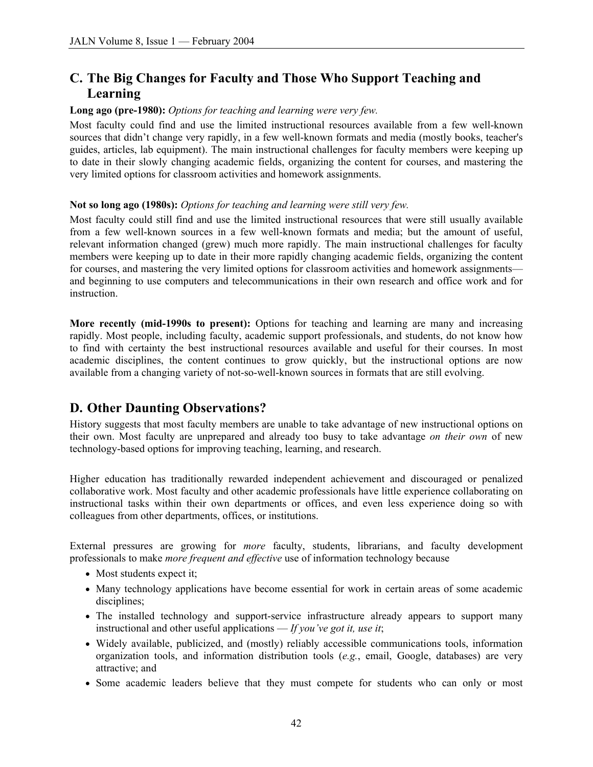## C. The Big Changes for Faculty and Those Who Support Teaching and Learning

**Long ago (pre-1980):** *Options for teaching and learning were very few.*

Most faculty could find and use the limited instructional resources available from a few well-known sources that didn't change very rapidly, in a few well-known formats and media (mostly books, teacher's guides, articles, lab equipment). The main instructional challenges for faculty members were keeping up to date in their slowly changing academic fields, organizing the content for courses, and mastering the very limited options for classroom activities and homework assignments.

**Not so long ago (1980s):** *Options for teaching and learning were still very few.*

Most faculty could still find and use the limited instructional resources that were still usually available from a few well-known sources in a few well-known formats and media; but the amount of useful, relevant information changed (grew) much more rapidly. The main instructional challenges for faculty members were keeping up to date in their more rapidly changing academic fields, organizing the content for courses, and mastering the very limited options for classroom activities and homework assignments—and beginning to use computers and telecommunications in their own research and office work and for instruction.

**More recently (mid-1990s to present):** Options for teaching and learning are many and increasing rapidly. Most people, including faculty, academic support professionals, and students, do not know how to find with certainty the best instructional resources available and useful for their courses. In most academic disciplines, the content continues to grow quickly, but the instructional options are now available from a changing variety of not-so-well-known sources in formats that are still evolving.

## D. Other Daunting Observations?

History suggests that most faculty members are unable to take advantage of new instructional options on their own. Most faculty are unprepared and already too busy to take advantage *on their own* of new technology-based options for improving teaching, learning, and research.

Higher education has traditionally rewarded independent achievement and discouraged or penalized collaborative work. Most faculty and other academic professionals have little experience collaborating on instructional tasks within their own departments or offices, and even less experience doing so with colleagues from other departments, offices, or institutions.

External pressures are growing for *more* faculty, students, librarians, and faculty development professionals to make *more frequent and effective* use of information technology because

- Most students expect it;
- Many technology applications have become essential for work in certain areas of some academic disciplines;
- The installed technology and support-service infrastructure already appears to support many instructional and other useful applications — *If you've got it, use it*;
- Widely available, publicized, and (mostly) reliably accessible communications tools, information organization tools, and information distribution tools (*e.g.*, email, Google, databases) are very attractive; and
- Some academic leaders believe that they must compete for students who can only or most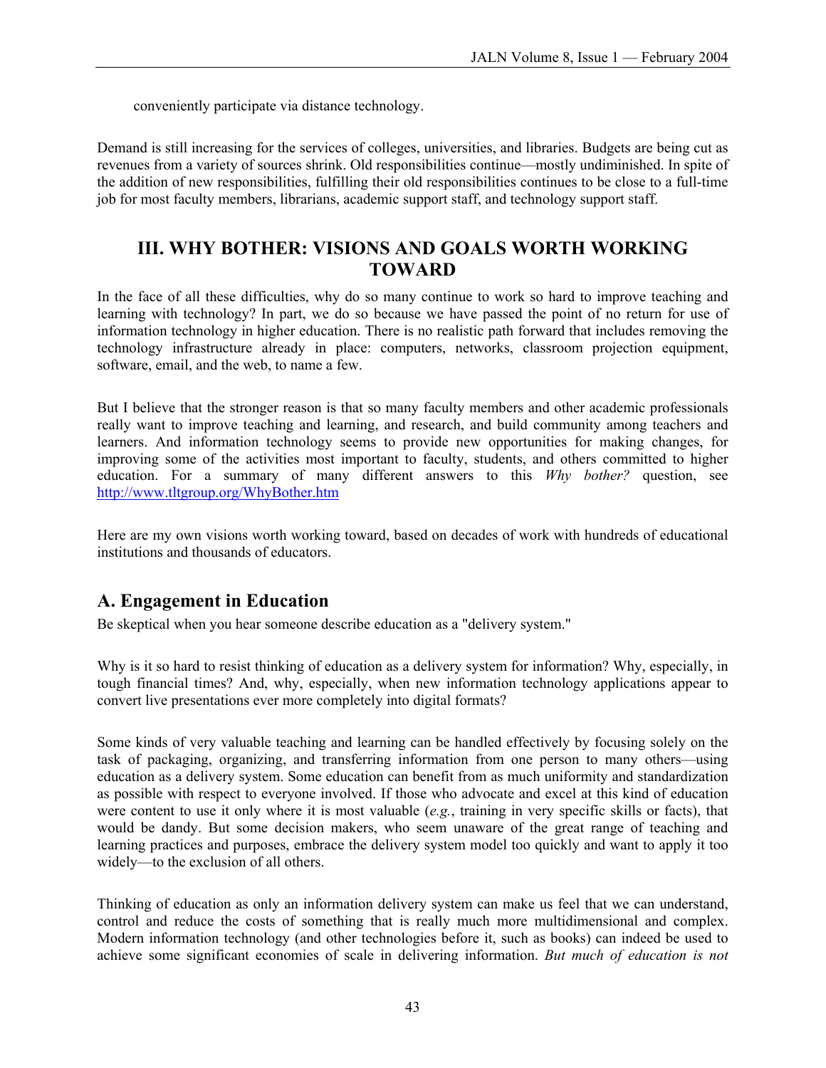conveniently participate via distance technology.

Demand is still increasing for the services of colleges, universities, and libraries. Budgets are being cut as revenues from a variety of sources shrink. Old responsibilities continue—mostly undiminished. In spite of the addition of new responsibilities, fulfilling their old responsibilities continues to be close to a full-time job for most faculty members, librarians, academic support staff, and technology support staff.

## III. WHY BOTHER: VISIONS AND GOALS WORTH WORKING TOWARD

In the face of all these difficulties, why do so many continue to work so hard to improve teaching and learning with technology? In part, we do so because we have passed the point of no return for use of information technology in higher education. There is no realistic path forward that includes removing the technology infrastructure already in place: computers, networks, classroom projection equipment, software, email, and the web, to name a few.

But I believe that the stronger reason is that so many faculty members and other academic professionals really want to improve teaching and learning, and research, and build community among teachers and learners. And information technology seems to provide new opportunities for making changes, for improving some of the activities most important to faculty, students, and others committed to higher education. For a summary of many different answers to this *Why bother?* question, see http://www.tltgroup.org/WhyBother.htm

Here are my own visions worth working toward, based on decades of work with hundreds of educational institutions and thousands of educators.

### A. Engagement in Education

Be skeptical when you hear someone describe education as a "delivery system."

Why is it so hard to resist thinking of education as a delivery system for information? Why, especially, in tough financial times? And, why, especially, when new information technology applications appear to convert live presentations ever more completely into digital formats?

Some kinds of very valuable teaching and learning can be handled effectively by focusing solely on the task of packaging, organizing, and transferring information from one person to many others—using education as a delivery system. Some education can benefit from as much uniformity and standardization as possible with respect to everyone involved. If those who advocate and excel at this kind of education were content to use it only where it is most valuable (*e.g.*, training in very specific skills or facts), that would be dandy. But some decision makers, who seem unaware of the great range of teaching and learning practices and purposes, embrace the delivery system model too quickly and want to apply it too widely—to the exclusion of all others.

Thinking of education as only an information delivery system can make us feel that we can understand, control and reduce the costs of something that is really much more multidimensional and complex. Modern information technology (and other technologies before it, such as books) can indeed be used to achieve some significant economies of scale in delivering information. *But much of education is not*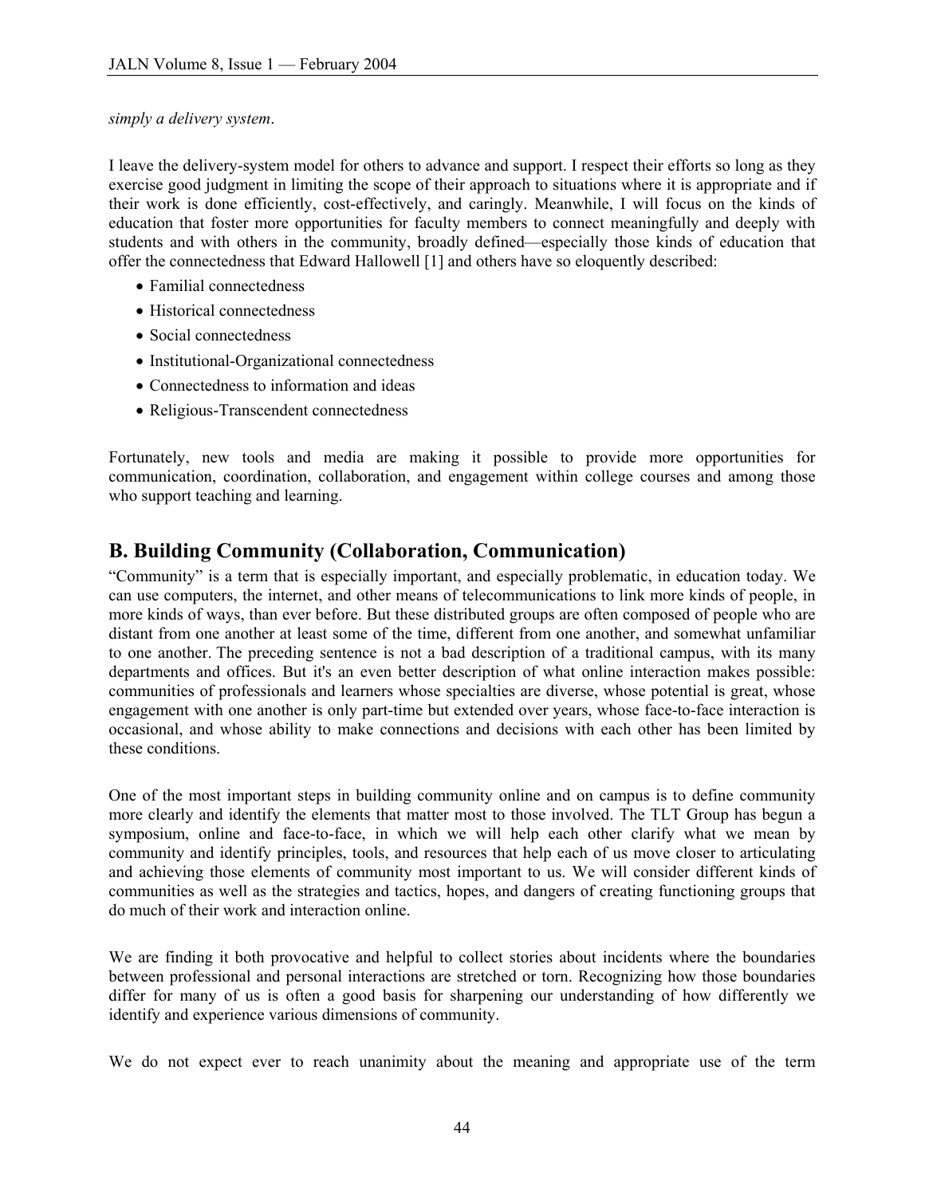*simply a delivery system*.

I leave the delivery-system model for others to advance and support. I respect their efforts so long as they exercise good judgment in limiting the scope of their approach to situations where it is appropriate and if their work is done efficiently, cost-effectively, and caringly. Meanwhile, I will focus on the kinds of education that foster more opportunities for faculty members to connect meaningfully and deeply with students and with others in the community, broadly defined—especially those kinds of education that offer the connectedness that Edward Hallowell [1] and others have so eloquently described:

- Familial connectedness
- Historical connectedness
- Social connectedness
- Institutional-Organizational connectedness
- Connectedness to information and ideas
- Religious-Transcendent connectedness

Fortunately, new tools and media are making it possible to provide more opportunities for communication, coordination, collaboration, and engagement within college courses and among those who support teaching and learning.

## B. Building Community (Collaboration, Communication)

"Community" is a term that is especially important, and especially problematic, in education today. We can use computers, the internet, and other means of telecommunications to link more kinds of people, in more kinds of ways, than ever before. But these distributed groups are often composed of people who are distant from one another at least some of the time, different from one another, and somewhat unfamiliar to one another. The preceding sentence is not a bad description of a traditional campus, with its many departments and offices. But it's an even better description of what online interaction makes possible: communities of professionals and learners whose specialties are diverse, whose potential is great, whose engagement with one another is only part-time but extended over years, whose face-to-face interaction is occasional, and whose ability to make connections and decisions with each other has been limited by these conditions.

One of the most important steps in building community online and on campus is to define community more clearly and identify the elements that matter most to those involved. The TLT Group has begun a symposium, online and face-to-face, in which we will help each other clarify what we mean by community and identify principles, tools, and resources that help each of us move closer to articulating and achieving those elements of community most important to us. We will consider different kinds of communities as well as the strategies and tactics, hopes, and dangers of creating functioning groups that do much of their work and interaction online.

We are finding it both provocative and helpful to collect stories about incidents where the boundaries between professional and personal interactions are stretched or torn. Recognizing how those boundaries differ for many of us is often a good basis for sharpening our understanding of how differently we identify and experience various dimensions of community.

We do not expect ever to reach unanimity about the meaning and appropriate use of the term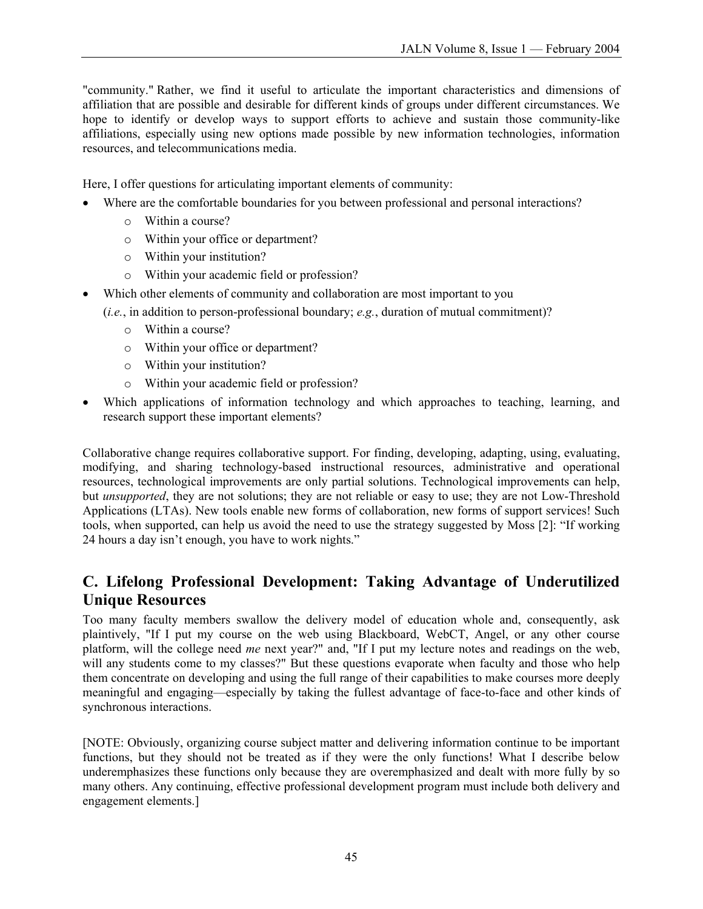"community." Rather, we find it useful to articulate the important characteristics and dimensions of affiliation that are possible and desirable for different kinds of groups under different circumstances. We hope to identify or develop ways to support efforts to achieve and sustain those community-like affiliations, especially using new options made possible by new information technologies, information resources, and telecommunications media.

Here, I offer questions for articulating important elements of community:

- Where are the comfortable boundaries for you between professional and personal interactions?
  - Within a course?
  - Within your office or department?
  - Within your institution?
  - Within your academic field or profession?
- Which other elements of community and collaboration are most important to you (*i.e.*, in addition to person-professional boundary; *e.g.*, duration of mutual commitment)?
  - Within a course?
  - Within your office or department?
  - Within your institution?
  - Within your academic field or profession?
- Which applications of information technology and which approaches to teaching, learning, and research support these important elements?

Collaborative change requires collaborative support. For finding, developing, adapting, using, evaluating, modifying, and sharing technology-based instructional resources, administrative and operational resources, technological improvements are only partial solutions. Technological improvements can help, but *unsupported*, they are not solutions; they are not reliable or easy to use; they are not Low-Threshold Applications (LTAs). New tools enable new forms of collaboration, new forms of support services! Such tools, when supported, can help us avoid the need to use the strategy suggested by Moss [2]: "If working 24 hours a day isn't enough, you have to work nights."

## C. Lifelong Professional Development: Taking Advantage of Underutilized Unique Resources

Too many faculty members swallow the delivery model of education whole and, consequently, ask plaintively, "If I put my course on the web using Blackboard, WebCT, Angel, or any other course platform, will the college need *me* next year?" and, "If I put my lecture notes and readings on the web, will any students come to my classes?" But these questions evaporate when faculty and those who help them concentrate on developing and using the full range of their capabilities to make courses more deeply meaningful and engaging—especially by taking the fullest advantage of face-to-face and other kinds of synchronous interactions.

[NOTE: Obviously, organizing course subject matter and delivering information continue to be important functions, but they should not be treated as if they were the only functions! What I describe below underemphasizes these functions only because they are overemphasized and dealt with more fully by so many others. Any continuing, effective professional development program must include both delivery and engagement elements.]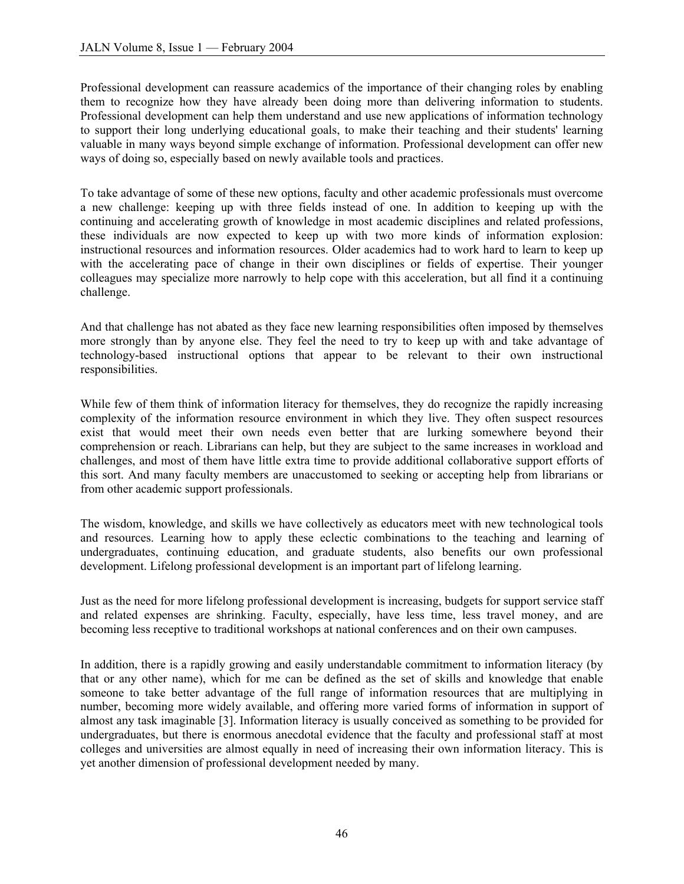Professional development can reassure academics of the importance of their changing roles by enabling them to recognize how they have already been doing more than delivering information to students. Professional development can help them understand and use new applications of information technology to support their long underlying educational goals, to make their teaching and their students' learning valuable in many ways beyond simple exchange of information. Professional development can offer new ways of doing so, especially based on newly available tools and practices.

To take advantage of some of these new options, faculty and other academic professionals must overcome a new challenge: keeping up with three fields instead of one. In addition to keeping up with the continuing and accelerating growth of knowledge in most academic disciplines and related professions, these individuals are now expected to keep up with two more kinds of information explosion: instructional resources and information resources. Older academics had to work hard to learn to keep up with the accelerating pace of change in their own disciplines or fields of expertise. Their younger colleagues may specialize more narrowly to help cope with this acceleration, but all find it a continuing challenge.

And that challenge has not abated as they face new learning responsibilities often imposed by themselves more strongly than by anyone else. They feel the need to try to keep up with and take advantage of technology-based instructional options that appear to be relevant to their own instructional responsibilities.

While few of them think of information literacy for themselves, they do recognize the rapidly increasing complexity of the information resource environment in which they live. They often suspect resources exist that would meet their own needs even better that are lurking somewhere beyond their comprehension or reach. Librarians can help, but they are subject to the same increases in workload and challenges, and most of them have little extra time to provide additional collaborative support efforts of this sort. And many faculty members are unaccustomed to seeking or accepting help from librarians or from other academic support professionals.

The wisdom, knowledge, and skills we have collectively as educators meet with new technological tools and resources. Learning how to apply these eclectic combinations to the teaching and learning of undergraduates, continuing education, and graduate students, also benefits our own professional development. Lifelong professional development is an important part of lifelong learning.

Just as the need for more lifelong professional development is increasing, budgets for support service staff and related expenses are shrinking. Faculty, especially, have less time, less travel money, and are becoming less receptive to traditional workshops at national conferences and on their own campuses.

In addition, there is a rapidly growing and easily understandable commitment to information literacy (by that or any other name), which for me can be defined as the set of skills and knowledge that enable someone to take better advantage of the full range of information resources that are multiplying in number, becoming more widely available, and offering more varied forms of information in support of almost any task imaginable [3]. Information literacy is usually conceived as something to be provided for undergraduates, but there is enormous anecdotal evidence that the faculty and professional staff at most colleges and universities are almost equally in need of increasing their own information literacy. This is yet another dimension of professional development needed by many.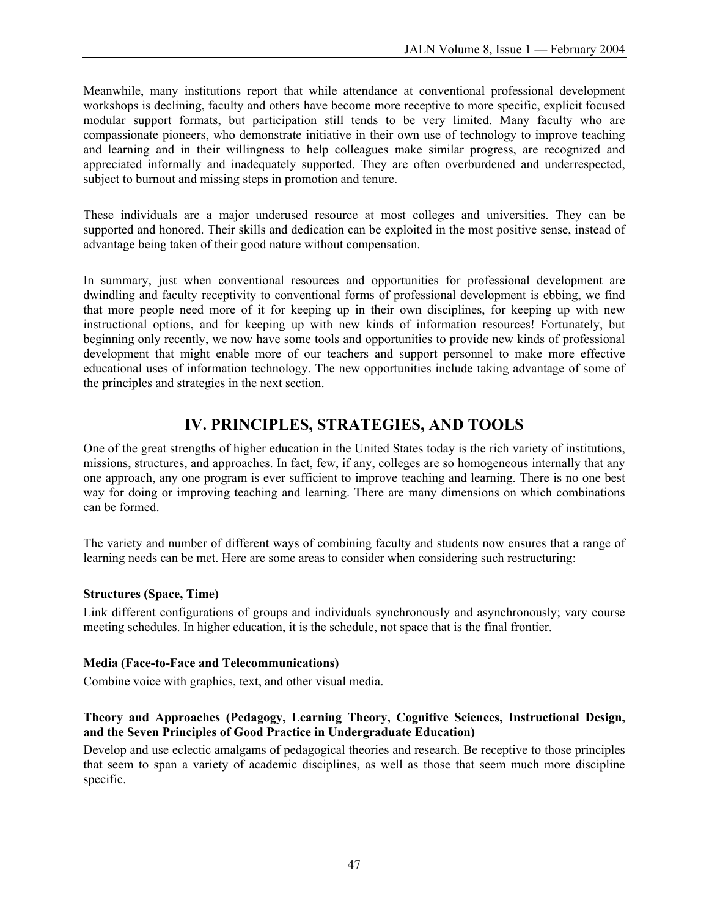Meanwhile, many institutions report that while attendance at conventional professional development workshops is declining, faculty and others have become more receptive to more specific, explicit focused modular support formats, but participation still tends to be very limited. Many faculty who are compassionate pioneers, who demonstrate initiative in their own use of technology to improve teaching and learning and in their willingness to help colleagues make similar progress, are recognized and appreciated informally and inadequately supported. They are often overburdened and underrespected, subject to burnout and missing steps in promotion and tenure.

These individuals are a major underused resource at most colleges and universities. They can be supported and honored. Their skills and dedication can be exploited in the most positive sense, instead of advantage being taken of their good nature without compensation.

In summary, just when conventional resources and opportunities for professional development are dwindling and faculty receptivity to conventional forms of professional development is ebbing, we find that more people need more of it for keeping up in their own disciplines, for keeping up with new instructional options, and for keeping up with new kinds of information resources! Fortunately, but beginning only recently, we now have some tools and opportunities to provide new kinds of professional development that might enable more of our teachers and support personnel to make more effective educational uses of information technology. The new opportunities include taking advantage of some of the principles and strategies in the next section.

## IV. PRINCIPLES, STRATEGIES, AND TOOLS

One of the great strengths of higher education in the United States today is the rich variety of institutions, missions, structures, and approaches. In fact, few, if any, colleges are so homogeneous internally that any one approach, any one program is ever sufficient to improve teaching and learning. There is no one best way for doing or improving teaching and learning. There are many dimensions on which combinations can be formed.

The variety and number of different ways of combining faculty and students now ensures that a range of learning needs can be met. Here are some areas to consider when considering such restructuring:

**Structures (Space, Time)**

Link different configurations of groups and individuals synchronously and asynchronously; vary course meeting schedules. In higher education, it is the schedule, not space that is the final frontier.

**Media (Face-to-Face and Telecommunications)**

Combine voice with graphics, text, and other visual media.

**Theory and Approaches (Pedagogy, Learning Theory, Cognitive Sciences, Instructional Design, and the Seven Principles of Good Practice in Undergraduate Education)**

Develop and use eclectic amalgams of pedagogical theories and research. Be receptive to those principles that seem to span a variety of academic disciplines, as well as those that seem much more discipline specific.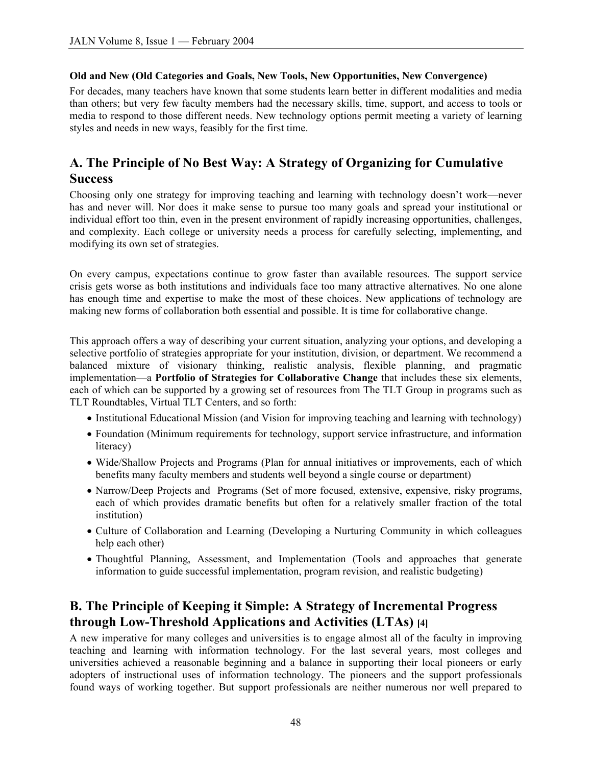**Old and New (Old Categories and Goals, New Tools, New Opportunities, New Convergence)**

For decades, many teachers have known that some students learn better in different modalities and media than others; but very few faculty members had the necessary skills, time, support, and access to tools or media to respond to those different needs. New technology options permit meeting a variety of learning styles and needs in new ways, feasibly for the first time.

## A. The Principle of No Best Way: A Strategy of Organizing for Cumulative Success

Choosing only one strategy for improving teaching and learning with technology doesn't work—never has and never will. Nor does it make sense to pursue too many goals and spread your institutional or individual effort too thin, even in the present environment of rapidly increasing opportunities, challenges, and complexity. Each college or university needs a process for carefully selecting, implementing, and modifying its own set of strategies.

On every campus, expectations continue to grow faster than available resources. The support service crisis gets worse as both institutions and individuals face too many attractive alternatives. No one alone has enough time and expertise to make the most of these choices. New applications of technology are making new forms of collaboration both essential and possible. It is time for collaborative change.

This approach offers a way of describing your current situation, analyzing your options, and developing a selective portfolio of strategies appropriate for your institution, division, or department. We recommend a balanced mixture of visionary thinking, realistic analysis, flexible planning, and pragmatic implementation—a **Portfolio of Strategies for Collaborative Change** that includes these six elements, each of which can be supported by a growing set of resources from The TLT Group in programs such as TLT Roundtables, Virtual TLT Centers, and so forth:

- Institutional Educational Mission (and Vision for improving teaching and learning with technology)
- Foundation (Minimum requirements for technology, support service infrastructure, and information literacy)
- Wide/Shallow Projects and Programs (Plan for annual initiatives or improvements, each of which benefits many faculty members and students well beyond a single course or department)
- Narrow/Deep Projects and Programs (Set of more focused, extensive, expensive, risky programs, each of which provides dramatic benefits but often for a relatively smaller fraction of the total institution)
- Culture of Collaboration and Learning (Developing a Nurturing Community in which colleagues help each other)
- Thoughtful Planning, Assessment, and Implementation (Tools and approaches that generate information to guide successful implementation, program revision, and realistic budgeting)

## B. The Principle of Keeping it Simple: A Strategy of Incremental Progress through Low-Threshold Applications and Activities (LTAs) [4]

A new imperative for many colleges and universities is to engage almost all of the faculty in improving teaching and learning with information technology. For the last several years, most colleges and universities achieved a reasonable beginning and a balance in supporting their local pioneers or early adopters of instructional uses of information technology. The pioneers and the support professionals found ways of working together. But support professionals are neither numerous nor well prepared to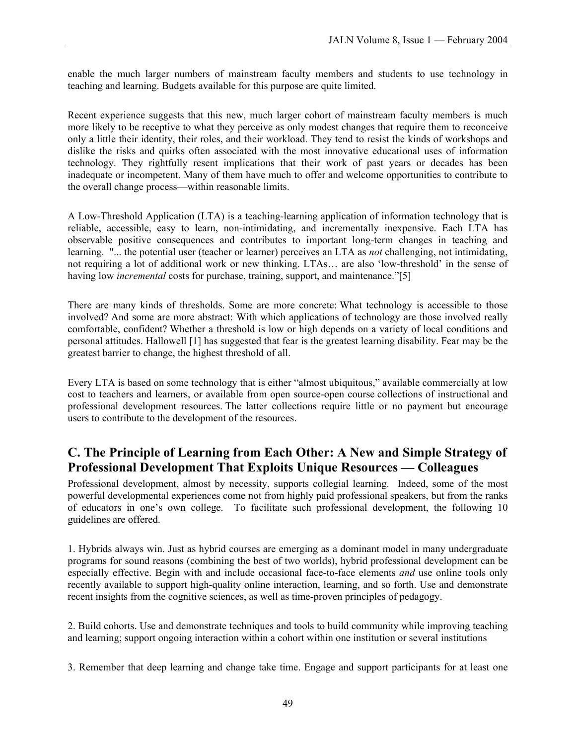enable the much larger numbers of mainstream faculty members and students to use technology in teaching and learning. Budgets available for this purpose are quite limited.

Recent experience suggests that this new, much larger cohort of mainstream faculty members is much more likely to be receptive to what they perceive as only modest changes that require them to reconceive only a little their identity, their roles, and their workload. They tend to resist the kinds of workshops and dislike the risks and quirks often associated with the most innovative educational uses of information technology. They rightfully resent implications that their work of past years or decades has been inadequate or incompetent. Many of them have much to offer and welcome opportunities to contribute to the overall change process—within reasonable limits.

A Low-Threshold Application (LTA) is a teaching-learning application of information technology that is reliable, accessible, easy to learn, non-intimidating, and incrementally inexpensive. Each LTA has observable positive consequences and contributes to important long-term changes in teaching and learning. "... the potential user (teacher or learner) perceives an LTA as *not* challenging, not intimidating, not requiring a lot of additional work or new thinking. LTAs… are also 'low-threshold' in the sense of having low *incremental* costs for purchase, training, support, and maintenance."[5]

There are many kinds of thresholds. Some are more concrete: What technology is accessible to those involved? And some are more abstract: With which applications of technology are those involved really comfortable, confident? Whether a threshold is low or high depends on a variety of local conditions and personal attitudes. Hallowell [1] has suggested that fear is the greatest learning disability. Fear may be the greatest barrier to change, the highest threshold of all.

Every LTA is based on some technology that is either "almost ubiquitous," available commercially at low cost to teachers and learners, or available from open source-open course collections of instructional and professional development resources. The latter collections require little or no payment but encourage users to contribute to the development of the resources.

## C. The Principle of Learning from Each Other: A New and Simple Strategy of Professional Development That Exploits Unique Resources — Colleagues

Professional development, almost by necessity, supports collegial learning. Indeed, some of the most powerful developmental experiences come not from highly paid professional speakers, but from the ranks of educators in one's own college. To facilitate such professional development, the following 10 guidelines are offered.

1. Hybrids always win. Just as hybrid courses are emerging as a dominant model in many undergraduate programs for sound reasons (combining the best of two worlds), hybrid professional development can be especially effective. Begin with and include occasional face-to-face elements *and* use online tools only recently available to support high-quality online interaction, learning, and so forth. Use and demonstrate recent insights from the cognitive sciences, as well as time-proven principles of pedagogy.

2. Build cohorts. Use and demonstrate techniques and tools to build community while improving teaching and learning; support ongoing interaction within a cohort within one institution or several institutions

3. Remember that deep learning and change take time. Engage and support participants for at least one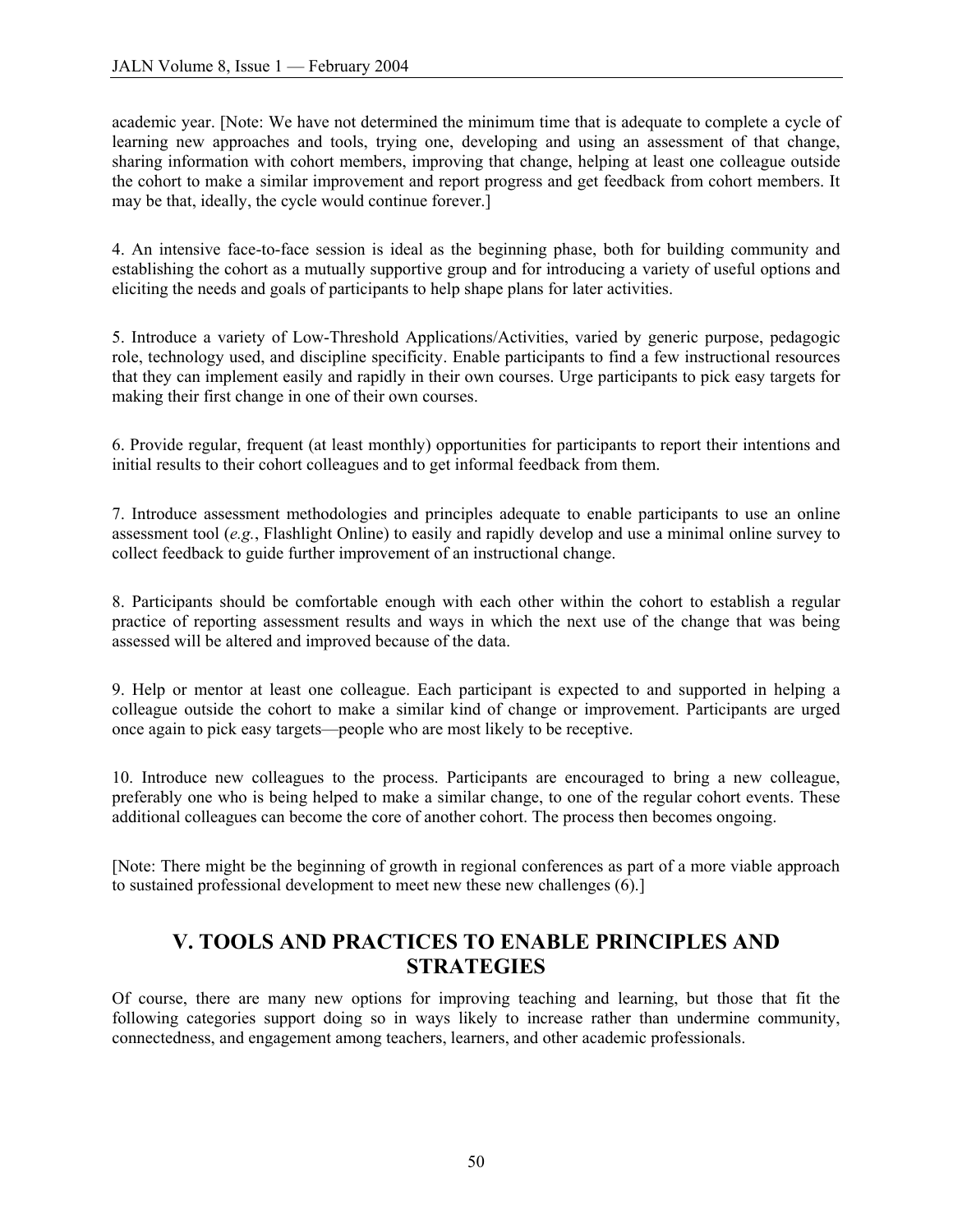academic year. [Note: We have not determined the minimum time that is adequate to complete a cycle of learning new approaches and tools, trying one, developing and using an assessment of that change, sharing information with cohort members, improving that change, helping at least one colleague outside the cohort to make a similar improvement and report progress and get feedback from cohort members. It may be that, ideally, the cycle would continue forever.]

4. An intensive face-to-face session is ideal as the beginning phase, both for building community and establishing the cohort as a mutually supportive group and for introducing a variety of useful options and eliciting the needs and goals of participants to help shape plans for later activities.

5. Introduce a variety of Low-Threshold Applications/Activities, varied by generic purpose, pedagogic role, technology used, and discipline specificity. Enable participants to find a few instructional resources that they can implement easily and rapidly in their own courses. Urge participants to pick easy targets for making their first change in one of their own courses.

6. Provide regular, frequent (at least monthly) opportunities for participants to report their intentions and initial results to their cohort colleagues and to get informal feedback from them.

7. Introduce assessment methodologies and principles adequate to enable participants to use an online assessment tool (*e.g.*, Flashlight Online) to easily and rapidly develop and use a minimal online survey to collect feedback to guide further improvement of an instructional change.

8. Participants should be comfortable enough with each other within the cohort to establish a regular practice of reporting assessment results and ways in which the next use of the change that was being assessed will be altered and improved because of the data.

9. Help or mentor at least one colleague. Each participant is expected to and supported in helping a colleague outside the cohort to make a similar kind of change or improvement. Participants are urged once again to pick easy targets—people who are most likely to be receptive.

10. Introduce new colleagues to the process. Participants are encouraged to bring a new colleague, preferably one who is being helped to make a similar change, to one of the regular cohort events. These additional colleagues can become the core of another cohort. The process then becomes ongoing.

[Note: There might be the beginning of growth in regional conferences as part of a more viable approach to sustained professional development to meet new these new challenges (6).]

## V. TOOLS AND PRACTICES TO ENABLE PRINCIPLES AND STRATEGIES

Of course, there are many new options for improving teaching and learning, but those that fit the following categories support doing so in ways likely to increase rather than undermine community, connectedness, and engagement among teachers, learners, and other academic professionals.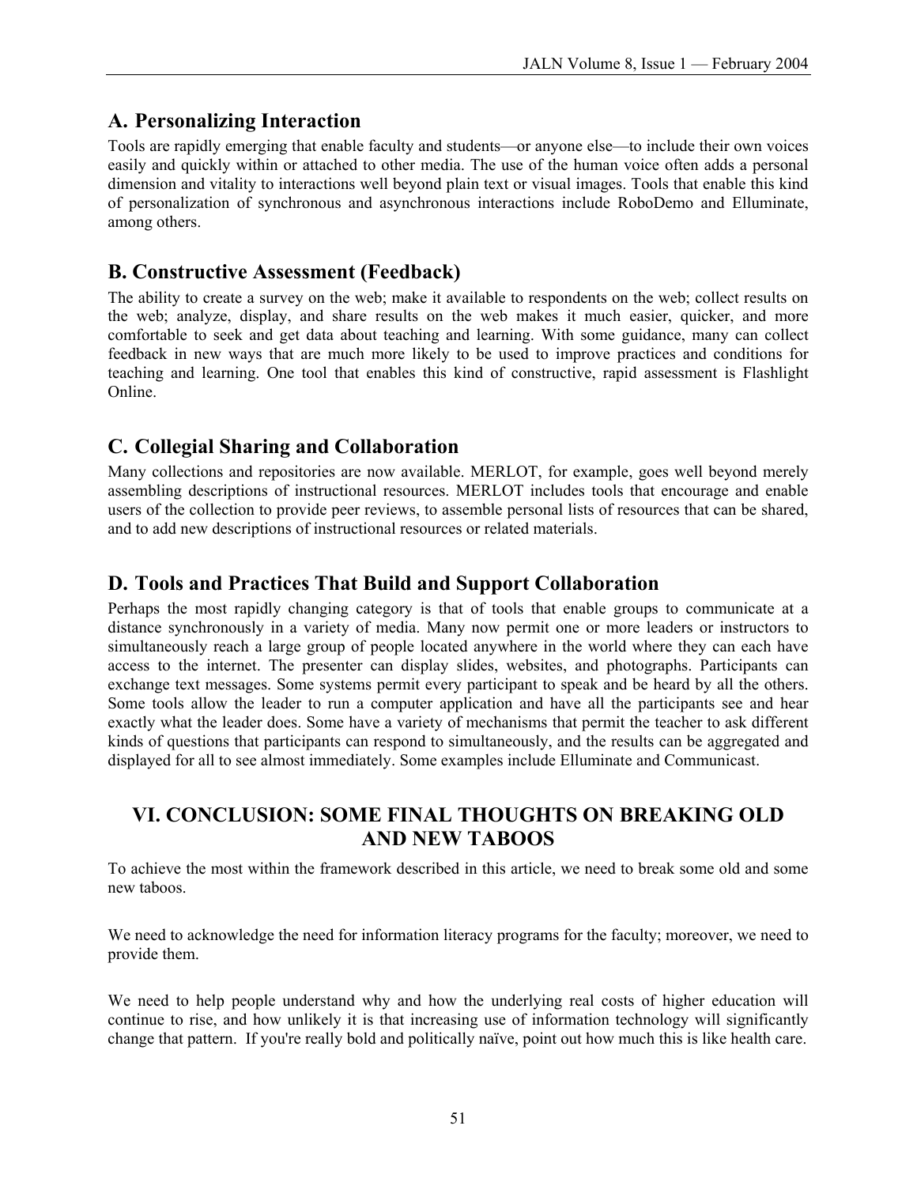### A. Personalizing Interaction

Tools are rapidly emerging that enable faculty and students—or anyone else—to include their own voices easily and quickly within or attached to other media. The use of the human voice often adds a personal dimension and vitality to interactions well beyond plain text or visual images. Tools that enable this kind of personalization of synchronous and asynchronous interactions include RoboDemo and Elluminate, among others.

### B. Constructive Assessment (Feedback)

The ability to create a survey on the web; make it available to respondents on the web; collect results on the web; analyze, display, and share results on the web makes it much easier, quicker, and more comfortable to seek and get data about teaching and learning. With some guidance, many can collect feedback in new ways that are much more likely to be used to improve practices and conditions for teaching and learning. One tool that enables this kind of constructive, rapid assessment is Flashlight Online.

### C. Collegial Sharing and Collaboration

Many collections and repositories are now available. MERLOT, for example, goes well beyond merely assembling descriptions of instructional resources. MERLOT includes tools that encourage and enable users of the collection to provide peer reviews, to assemble personal lists of resources that can be shared, and to add new descriptions of instructional resources or related materials.

### D. Tools and Practices That Build and Support Collaboration

Perhaps the most rapidly changing category is that of tools that enable groups to communicate at a distance synchronously in a variety of media. Many now permit one or more leaders or instructors to simultaneously reach a large group of people located anywhere in the world where they can each have access to the internet. The presenter can display slides, websites, and photographs. Participants can exchange text messages. Some systems permit every participant to speak and be heard by all the others. Some tools allow the leader to run a computer application and have all the participants see and hear exactly what the leader does. Some have a variety of mechanisms that permit the teacher to ask different kinds of questions that participants can respond to simultaneously, and the results can be aggregated and displayed for all to see almost immediately. Some examples include Elluminate and Communicast.

## VI. CONCLUSION: SOME FINAL THOUGHTS ON BREAKING OLD AND NEW TABOOS

To achieve the most within the framework described in this article, we need to break some old and some new taboos.

We need to acknowledge the need for information literacy programs for the faculty; moreover, we need to provide them.

We need to help people understand why and how the underlying real costs of higher education will continue to rise, and how unlikely it is that increasing use of information technology will significantly change that pattern. If you're really bold and politically naïve, point out how much this is like health care.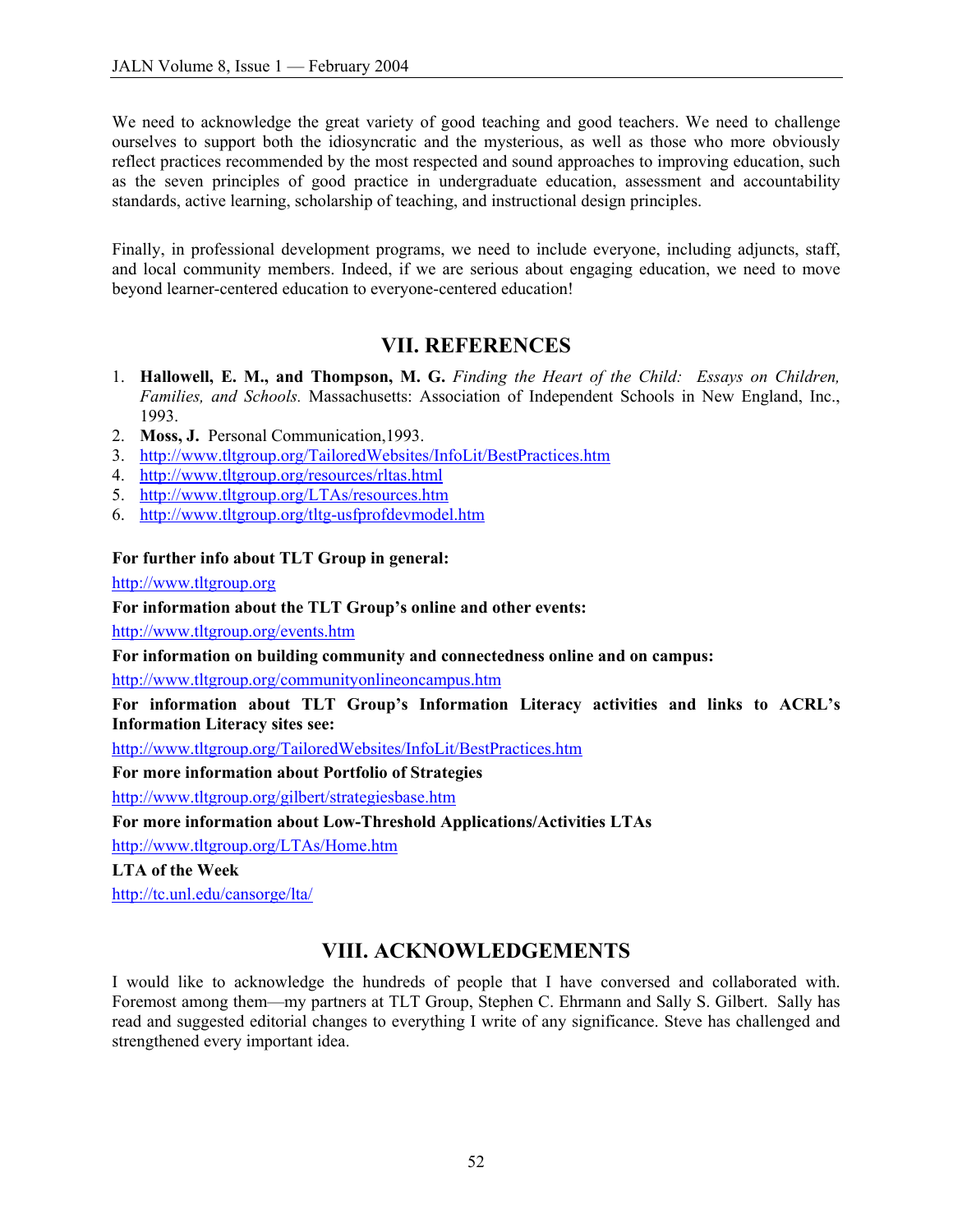We need to acknowledge the great variety of good teaching and good teachers. We need to challenge ourselves to support both the idiosyncratic and the mysterious, as well as those who more obviously reflect practices recommended by the most respected and sound approaches to improving education, such as the seven principles of good practice in undergraduate education, assessment and accountability standards, active learning, scholarship of teaching, and instructional design principles.

Finally, in professional development programs, we need to include everyone, including adjuncts, staff, and local community members. Indeed, if we are serious about engaging education, we need to move beyond learner-centered education to everyone-centered education!

## VII. REFERENCES

1. **Hallowell, E. M., and Thompson, M. G.** *Finding the Heart of the Child: Essays on Children, Families, and Schools.* Massachusetts: Association of Independent Schools in New England, Inc., 1993.
2. **Moss, J.** Personal Communication,1993.
3. http://www.tltgroup.org/TailoredWebsites/InfoLit/BestPractices.htm
4. http://www.tltgroup.org/resources/rltas.html
5. http://www.tltgroup.org/LTAs/resources.htm
6. http://www.tltgroup.org/tltg-usfprofdevmodel.htm

**For further info about TLT Group in general:**

http://www.tltgroup.org

**For information about the TLT Group's online and other events:**

http://www.tltgroup.org/events.htm

**For information on building community and connectedness online and on campus:**

http://www.tltgroup.org/communityonlineoncampus.htm

**For information about TLT Group's Information Literacy activities and links to ACRL's Information Literacy sites see:**

http://www.tltgroup.org/TailoredWebsites/InfoLit/BestPractices.htm

**For more information about Portfolio of Strategies**

http://www.tltgroup.org/gilbert/strategiesbase.htm

**For more information about Low-Threshold Applications/Activities LTAs**

http://www.tltgroup.org/LTAs/Home.htm

**LTA of the Week**

http://tc.unl.edu/cansorge/lta/

## VIII. ACKNOWLEDGEMENTS

I would like to acknowledge the hundreds of people that I have conversed and collaborated with. Foremost among them—my partners at TLT Group, Stephen C. Ehrmann and Sally S. Gilbert. Sally has read and suggested editorial changes to everything I write of any significance. Steve has challenged and strengthened every important idea.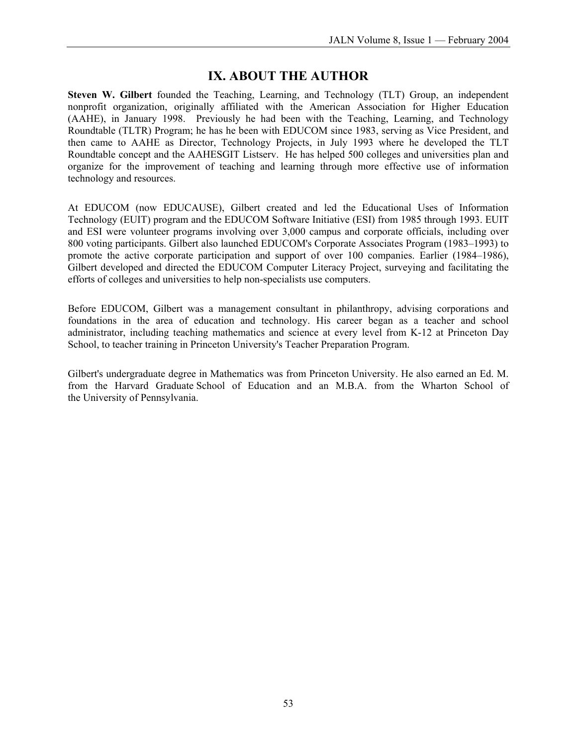## IX. ABOUT THE AUTHOR

**Steven W. Gilbert** founded the Teaching, Learning, and Technology (TLT) Group, an independent nonprofit organization, originally affiliated with the American Association for Higher Education (AAHE), in January 1998. Previously he had been with the Teaching, Learning, and Technology Roundtable (TLTR) Program; he has he been with EDUCOM since 1983, serving as Vice President, and then came to AAHE as Director, Technology Projects, in July 1993 where he developed the TLT Roundtable concept and the AAHESGIT Listserv. He has helped 500 colleges and universities plan and organize for the improvement of teaching and learning through more effective use of information technology and resources.

At EDUCOM (now EDUCAUSE), Gilbert created and led the Educational Uses of Information Technology (EUIT) program and the EDUCOM Software Initiative (ESI) from 1985 through 1993. EUIT and ESI were volunteer programs involving over 3,000 campus and corporate officials, including over 800 voting participants. Gilbert also launched EDUCOM's Corporate Associates Program (1983–1993) to promote the active corporate participation and support of over 100 companies. Earlier (1984–1986), Gilbert developed and directed the EDUCOM Computer Literacy Project, surveying and facilitating the efforts of colleges and universities to help non-specialists use computers.

Before EDUCOM, Gilbert was a management consultant in philanthropy, advising corporations and foundations in the area of education and technology. His career began as a teacher and school administrator, including teaching mathematics and science at every level from K-12 at Princeton Day School, to teacher training in Princeton University's Teacher Preparation Program.

Gilbert's undergraduate degree in Mathematics was from Princeton University. He also earned an Ed. M. from the Harvard Graduate School of Education and an M.B.A. from the Wharton School of the University of Pennsylvania.